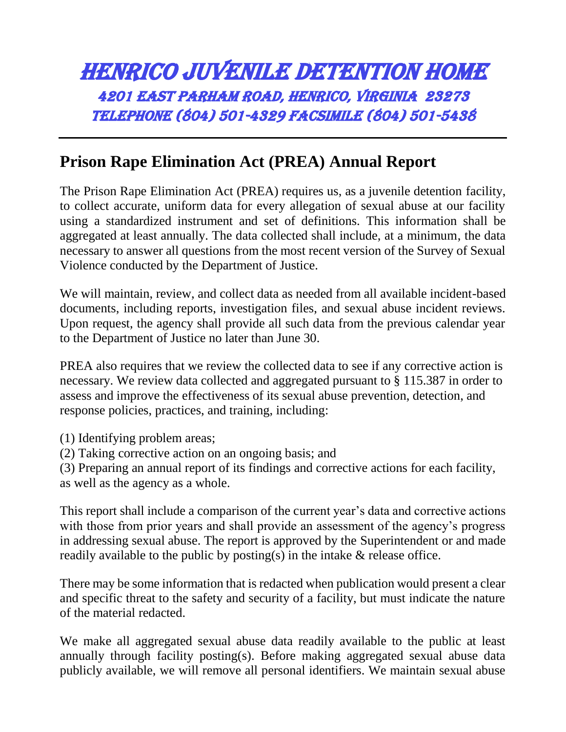# HENRICO JUVENILE DETENTION HOME

## 4201 EAST PARHAM ROAD, HENRICO, VIRGINIA 23273

## TELEPHONE (804) 501-4329 FACSIMILE (804) 501-5438

---

## Prison Rape Elimination Act (PREA) Annual Report

The Prison Rape Elimination Act (PREA) requires us, as a juvenile detention facility, to collect accurate, uniform data for every allegation of sexual abuse at our facility using a standardized instrument and set of definitions. This information shall be aggregated at least annually. The data collected shall include, at a minimum, the data necessary to answer all questions from the most recent version of the Survey of Sexual Violence conducted by the Department of Justice.

We will maintain, review, and collect data as needed from all available incident-based documents, including reports, investigation files, and sexual abuse incident reviews. Upon request, the agency shall provide all such data from the previous calendar year to the Department of Justice no later than June 30.

PREA also requires that we review the collected data to see if any corrective action is necessary. We review data collected and aggregated pursuant to § 115.387 in order to assess and improve the effectiveness of its sexual abuse prevention, detection, and response policies, practices, and training, including:

(1) Identifying problem areas;
(2) Taking corrective action on an ongoing basis; and
(3) Preparing an annual report of its findings and corrective actions for each facility, as well as the agency as a whole.

This report shall include a comparison of the current year's data and corrective actions with those from prior years and shall provide an assessment of the agency's progress in addressing sexual abuse. The report is approved by the Superintendent or and made readily available to the public by posting(s) in the intake & release office.

There may be some information that is redacted when publication would present a clear and specific threat to the safety and security of a facility, but must indicate the nature of the material redacted.

We make all aggregated sexual abuse data readily available to the public at least annually through facility posting(s). Before making aggregated sexual abuse data publicly available, we will remove all personal identifiers. We maintain sexual abuse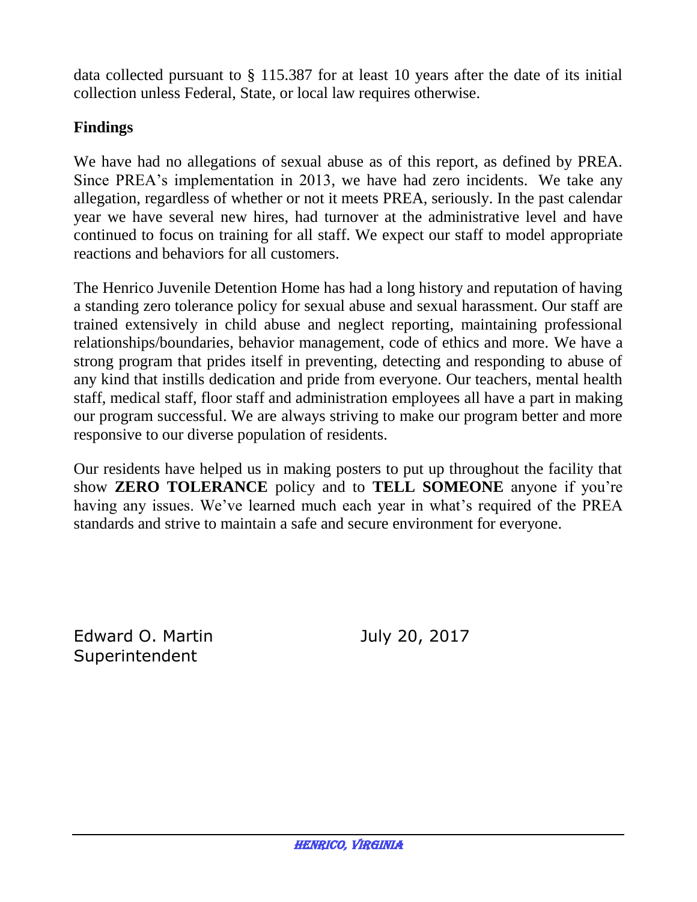data collected pursuant to § 115.387 for at least 10 years after the date of its initial collection unless Federal, State, or local law requires otherwise.

## Findings

We have had no allegations of sexual abuse as of this report, as defined by PREA. Since PREA's implementation in 2013, we have had zero incidents. We take any allegation, regardless of whether or not it meets PREA, seriously. In the past calendar year we have several new hires, had turnover at the administrative level and have continued to focus on training for all staff. We expect our staff to model appropriate reactions and behaviors for all customers.

The Henrico Juvenile Detention Home has had a long history and reputation of having a standing zero tolerance policy for sexual abuse and sexual harassment. Our staff are trained extensively in child abuse and neglect reporting, maintaining professional relationships/boundaries, behavior management, code of ethics and more. We have a strong program that prides itself in preventing, detecting and responding to abuse of any kind that instills dedication and pride from everyone. Our teachers, mental health staff, medical staff, floor staff and administration employees all have a part in making our program successful. We are always striving to make our program better and more responsive to our diverse population of residents.

Our residents have helped us in making posters to put up throughout the facility that show **ZERO TOLERANCE** policy and to **TELL SOMEONE** anyone if you're having any issues. We've learned much each year in what's required of the PREA standards and strive to maintain a safe and secure environment for everyone.

Edward O. Martin
Superintendent

July 20, 2017